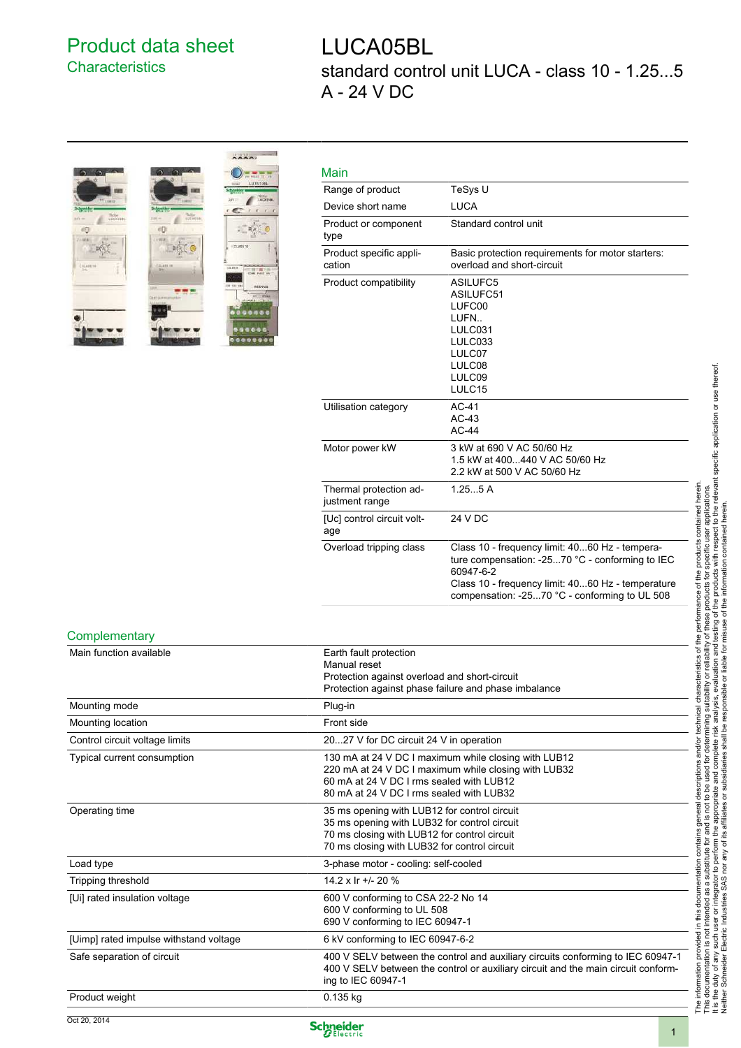# Product data sheet
## Characteristics

# LUCA05BL
standard control unit LUCA - class 10 - 1.25...5 A - 24 V DC

## Main

| | |
|---|---|
| Range of product | TeSys U |
| Device short name | LUCA |
| Product or component type | Standard control unit |
| Product specific application | Basic protection requirements for motor starters: overload and short-circuit |
| Product compatibility | ASILUFC5<br>ASILUFC51<br>LUFC00<br>LUFN..<br>LULC031<br>LULC033<br>LULC07<br>LULC08<br>LULC09<br>LULC15 |
| Utilisation category | AC-41<br>AC-43<br>AC-44 |
| Motor power kW | 3 kW at 690 V AC 50/60 Hz<br>1.5 kW at 400...440 V AC 50/60 Hz<br>2.2 kW at 500 V AC 50/60 Hz |
| Thermal protection adjustment range | 1.25...5 A |
| [Uc] control circuit voltage | 24 V DC |
| Overload tripping class | Class 10 - frequency limit: 40...60 Hz - temperature compensation: -25...70 °C - conforming to IEC 60947-6-2<br>Class 10 - frequency limit: 40...60 Hz - temperature compensation: -25...70 °C - conforming to UL 508 |

## Complementary

| | |
|---|---|
| Main function available | Earth fault protection<br>Manual reset<br>Protection against overload and short-circuit<br>Protection against phase failure and phase imbalance |
| Mounting mode | Plug-in |
| Mounting location | Front side |
| Control circuit voltage limits | 20...27 V for DC circuit 24 V in operation |
| Typical current consumption | 130 mA at 24 V DC I maximum while closing with LUB12<br>220 mA at 24 V DC I maximum while closing with LUB32<br>60 mA at 24 V DC I rms sealed with LUB12<br>80 mA at 24 V DC I rms sealed with LUB32 |
| Operating time | 35 ms opening with LUB12 for control circuit<br>35 ms opening with LUB32 for control circuit<br>70 ms closing with LUB12 for control circuit<br>70 ms closing with LUB32 for control circuit |
| Load type | 3-phase motor - cooling: self-cooled |
| Tripping threshold | 14.2 x Ir +/- 20 % |
| [Ui] rated insulation voltage | 600 V conforming to CSA 22-2 No 14<br>600 V conforming to UL 508<br>690 V conforming to IEC 60947-1 |
| [Uimp] rated impulse withstand voltage | 6 kV conforming to IEC 60947-6-2 |
| Safe separation of circuit | 400 V SELV between the control and auxiliary circuits conforming to IEC 60947-1<br>400 V SELV between the control or auxiliary circuit and the main circuit conforming to IEC 60947-1 |
| Product weight | 0.135 kg |

The information provided in this documentation contains general descriptions and/or technical characteristics of the performance of the products contained herein.
This documentation is not intended as a substitute for and is not to be used for determining suitability or reliability of these products for specific user applications.
It is the duty of any such user or integrator to perform the appropriate and complete risk analysis, evaluation and testing of the products with respect to the relevant specific application or use thereof.
Neither Schneider Electric Industries SAS nor any of its affiliates or subsidiaries shall be responsible or liable for misuse of the information contained herein.

Oct 20, 2014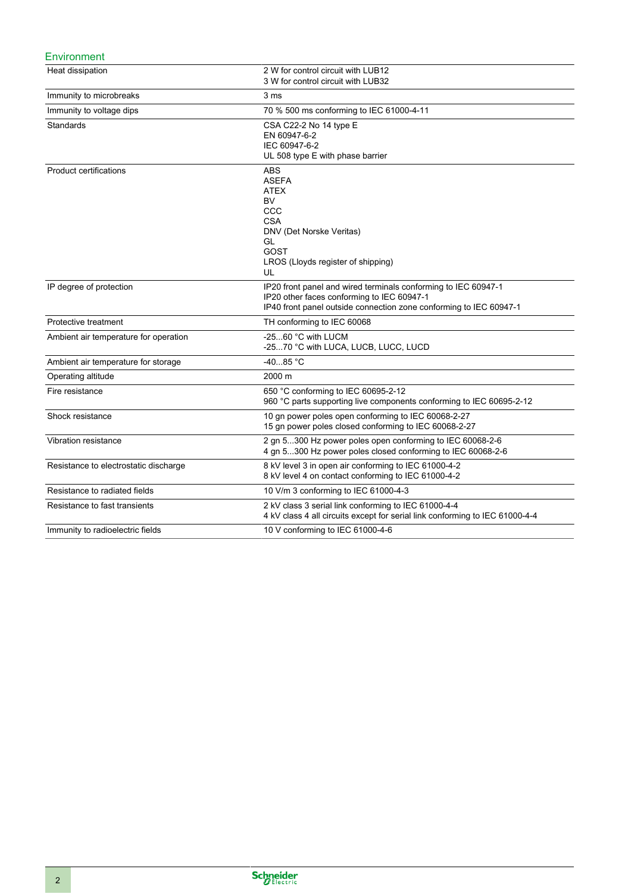## Environment

| | |
|---|---|
| Heat dissipation | 2 W for control circuit with LUB12<br>3 W for control circuit with LUB32 |
| Immunity to microbreaks | 3 ms |
| Immunity to voltage dips | 70 % 500 ms conforming to IEC 61000-4-11 |
| Standards | CSA C22-2 No 14 type E<br>EN 60947-6-2<br>IEC 60947-6-2<br>UL 508 type E with phase barrier |
| Product certifications | ABS<br>ASEFA<br>ATEX<br>BV<br>CCC<br>CSA<br>DNV (Det Norske Veritas)<br>GL<br>GOST<br>LROS (Lloyds register of shipping)<br>UL |
| IP degree of protection | IP20 front panel and wired terminals conforming to IEC 60947-1<br>IP20 other faces conforming to IEC 60947-1<br>IP40 front panel outside connection zone conforming to IEC 60947-1 |
| Protective treatment | TH conforming to IEC 60068 |
| Ambient air temperature for operation | -25...60 °C with LUCM<br>-25...70 °C with LUCA, LUCB, LUCC, LUCD |
| Ambient air temperature for storage | -40...85 °C |
| Operating altitude | 2000 m |
| Fire resistance | 650 °C conforming to IEC 60695-2-12<br>960 °C parts supporting live components conforming to IEC 60695-2-12 |
| Shock resistance | 10 gn power poles open conforming to IEC 60068-2-27<br>15 gn power poles closed conforming to IEC 60068-2-27 |
| Vibration resistance | 2 gn 5...300 Hz power poles open conforming to IEC 60068-2-6<br>4 gn 5...300 Hz power poles closed conforming to IEC 60068-2-6 |
| Resistance to electrostatic discharge | 8 kV level 3 in open air conforming to IEC 61000-4-2<br>8 kV level 4 on contact conforming to IEC 61000-4-2 |
| Resistance to radiated fields | 10 V/m 3 conforming to IEC 61000-4-3 |
| Resistance to fast transients | 2 kV class 3 serial link conforming to IEC 61000-4-4<br>4 kV class 4 all circuits except for serial link conforming to IEC 61000-4-4 |
| Immunity to radioelectric fields | 10 V conforming to IEC 61000-4-6 |